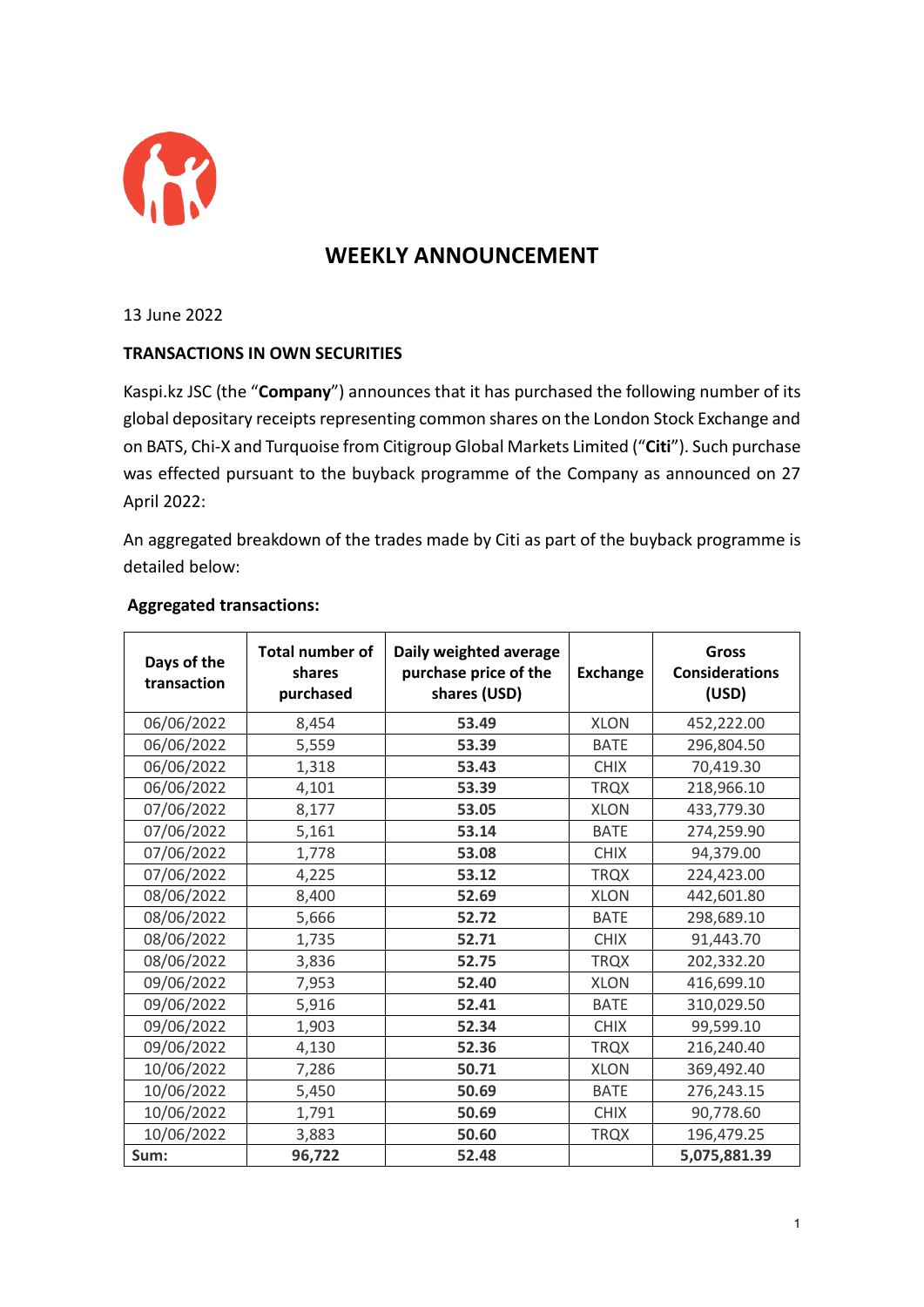# WEEKLY ANNOUNCEMENT

13 June 2022

**TRANSACTIONS IN OWN SECURITIES**

Kaspi.kz JSC (the "**Company**") announces that it has purchased the following number of its global depositary receipts representing common shares on the London Stock Exchange and on BATS, Chi-X and Turquoise from Citigroup Global Markets Limited ("**Citi**"). Such purchase was effected pursuant to the buyback programme of the Company as announced on 27 April 2022:

An aggregated breakdown of the trades made by Citi as part of the buyback programme is detailed below:

**Aggregated transactions:**

| Days of the transaction | Total number of shares purchased | Daily weighted average purchase price of the shares (USD) | Exchange | Gross Considerations (USD) |
|---|---|---|---|---|
| 06/06/2022 | 8,454 | **53.49** | XLON | 452,222.00 |
| 06/06/2022 | 5,559 | **53.39** | BATE | 296,804.50 |
| 06/06/2022 | 1,318 | **53.43** | CHIX | 70,419.30 |
| 06/06/2022 | 4,101 | **53.39** | TRQX | 218,966.10 |
| 07/06/2022 | 8,177 | **53.05** | XLON | 433,779.30 |
| 07/06/2022 | 5,161 | **53.14** | BATE | 274,259.90 |
| 07/06/2022 | 1,778 | **53.08** | CHIX | 94,379.00 |
| 07/06/2022 | 4,225 | **53.12** | TRQX | 224,423.00 |
| 08/06/2022 | 8,400 | **52.69** | XLON | 442,601.80 |
| 08/06/2022 | 5,666 | **52.72** | BATE | 298,689.10 |
| 08/06/2022 | 1,735 | **52.71** | CHIX | 91,443.70 |
| 08/06/2022 | 3,836 | **52.75** | TRQX | 202,332.20 |
| 09/06/2022 | 7,953 | **52.40** | XLON | 416,699.10 |
| 09/06/2022 | 5,916 | **52.41** | BATE | 310,029.50 |
| 09/06/2022 | 1,903 | **52.34** | CHIX | 99,599.10 |
| 09/06/2022 | 4,130 | **52.36** | TRQX | 216,240.40 |
| 10/06/2022 | 7,286 | **50.71** | XLON | 369,492.40 |
| 10/06/2022 | 5,450 | **50.69** | BATE | 276,243.15 |
| 10/06/2022 | 1,791 | **50.69** | CHIX | 90,778.60 |
| 10/06/2022 | 3,883 | **50.60** | TRQX | 196,479.25 |
| **Sum:** | **96,722** | **52.48** | | **5,075,881.39** |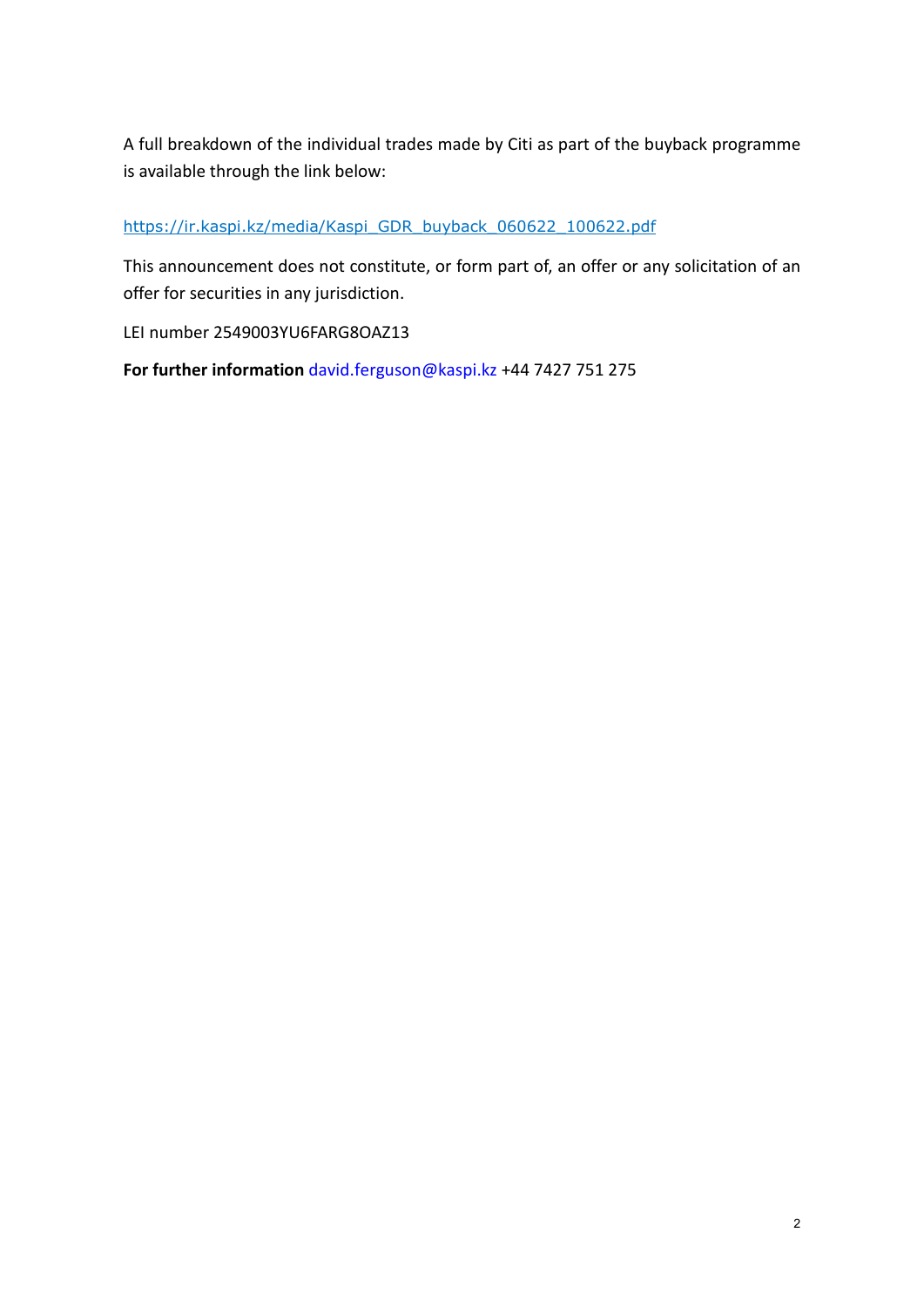A full breakdown of the individual trades made by Citi as part of the buyback programme is available through the link below:

https://ir.kaspi.kz/media/Kaspi_GDR_buyback_060622_100622.pdf

This announcement does not constitute, or form part of, an offer or any solicitation of an offer for securities in any jurisdiction.

LEI number 2549003YU6FARG8OAZ13

**For further information** david.ferguson@kaspi.kz +44 7427 751 275